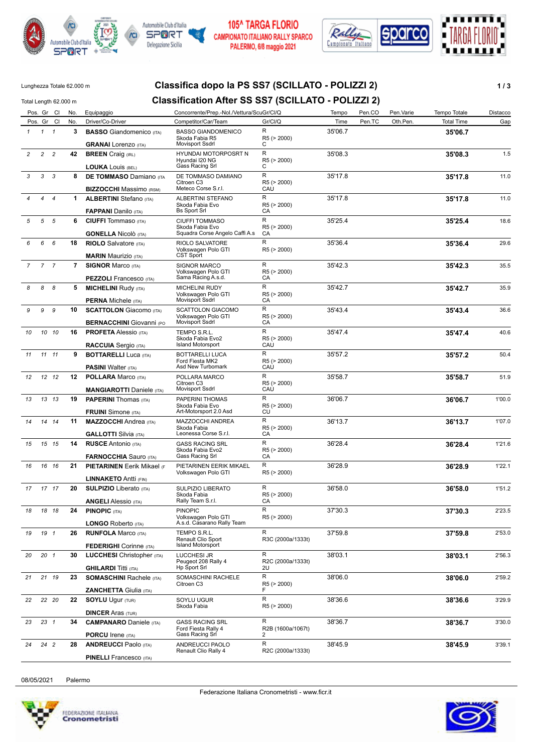105^ TARGA FLORIO
CAMPIONATO ITALIANO RALLY SPARCO
PALERMO, 6/8 maggio 2021

Lunghezza Totale 62.000 m

Total Length 62.000 m

# Classifica dopo la PS SS7 (SCILLATO - POLIZZI 2)

# Classification After SS SS7 (SCILLATO - POLIZZI 2)

| Pos. | Gr | Cl | No. | Equipaggio / Driver/Co-Driver | Concorrente/Prep.-Nol./Vettura/ScuGr/Cl/Q / Competitor/Car/Team | Gr/Cl/Q | Tempo / Time | Pen.CO / Pen.TC | Pen.Varie / Oth.Pen. | Tempo Totale / Total Time | Distacco / Gap |
|---|---|---|---|---|---|---|---|---|---|---|---|
| 1 | 1 | 1 | 3 | **BASSO** Giandomenico (ITA) / **GRANAI** Lorenzo (ITA) | BASSO GIANDOMENICO / Skoda Fabia R5 / Movisport Ssdrl | R / R5 (> 2000) / C | 35'06.7 | | | **35'06.7** | |
| 2 | 2 | 2 | 42 | **BREEN** Craig (IRL) / **LOUKA** Louis (BEL) | HYUNDAI MOTORPOSRT N / Hyundai I20 NG / Gass Racing Srl | R / R5 (> 2000) / C | 35'08.3 | | | **35'08.3** | 1.5 |
| 3 | 3 | 3 | 8 | **DE TOMMASO** Damiano (ITA / **BIZZOCCHI** Massimo (RSM) | DE TOMMASO DAMIANO / Citroen C3 / Meteco Corse S.r.l. | R / R5 (> 2000) / CAU | 35'17.8 | | | **35'17.8** | 11.0 |
| 4 | 4 | 4 | 1 | **ALBERTINI** Stefano (ITA) / **FAPPANI** Danilo (ITA) | ALBERTINI STEFANO / Skoda Fabia Evo / Bs Sport Srl | R / R5 (> 2000) / CA | 35'17.8 | | | **35'17.8** | 11.0 |
| 5 | 5 | 5 | 6 | **CIUFFI** Tommaso (ITA) / **GONELLA** Nicolò (ITA) | CIUFFI TOMMASO / Skoda Fabia Evo / Squadra Corse Angelo Caffi A.s | R / R5 (> 2000) / CA | 35'25.4 | | | **35'25.4** | 18.6 |
| 6 | 6 | 6 | 18 | **RIOLO** Salvatore (ITA) / **MARIN** Maurizio (ITA) | RIOLO SALVATORE / Volkswagen Polo GTI / CST Sport | R / R5 (> 2000) | 35'36.4 | | | **35'36.4** | 29.6 |
| 7 | 7 | 7 | 7 | **SIGNOR** Marco (ITA) / **PEZZOLI** Francesco (ITA) | SIGNOR MARCO / Volkswagen Polo GTI / Sama Racing A.s.d. | R / R5 (> 2000) / CA | 35'42.3 | | | **35'42.3** | 35.5 |
| 8 | 8 | 8 | 5 | **MICHELINI** Rudy (ITA) / **PERNA** Michele (ITA) | MICHELINI RUDY / Volkswagen Polo GTI / Movisport Ssdrl | R / R5 (> 2000) / CA | 35'42.7 | | | **35'42.7** | 35.9 |
| 9 | 9 | 9 | 10 | **SCATTOLON** Giacomo (ITA) / **BERNACCHINI** Giovanni (PO | SCATTOLON GIACOMO / Volkswagen Polo GTI / Movisport Ssdrl | R / R5 (> 2000) / CA | 35'43.4 | | | **35'43.4** | 36.6 |
| 10 | 10 | 10 | 16 | **PROFETA** Alessio (ITA) / **RACCUIA** Sergio (ITA) | TEMPO S.R.L. / Skoda Fabia Evo2 / Island Motorsport | R / R5 (> 2000) / CAU | 35'47.4 | | | **35'47.4** | 40.6 |
| 11 | 11 | 11 | 9 | **BOTTARELLI** Luca (ITA) / **PASINI** Walter (ITA) | BOTTARELLI LUCA / Ford Fiesta MK2 / Asd New Turbomark | R / R5 (> 2000) / CAU | 35'57.2 | | | **35'57.2** | 50.4 |
| 12 | 12 | 12 | 12 | **POLLARA** Marco (ITA) / **MANGIAROTTI** Daniele (ITA) | POLLARA MARCO / Citroen C3 / Movisport Ssdrl | R / R5 (> 2000) / CAU | 35'58.7 | | | **35'58.7** | 51.9 |
| 13 | 13 | 13 | 19 | **PAPERINI** Thomas (ITA) / **FRUINI** Simone (ITA) | PAPERINI THOMAS / Skoda Fabia Evo / Art-Motorsport 2.0 Asd | R / R5 (> 2000) / CU | 36'06.7 | | | **36'06.7** | 1'00.0 |
| 14 | 14 | 14 | 11 | **MAZZOCCHI** Andrea (ITA) / **GALLOTTI** Silvia (ITA) | MAZZOCCHI ANDREA / Skoda Fabia / Leonessa Corse S.r.l. | R / R5 (> 2000) / CA | 36'13.7 | | | **36'13.7** | 1'07.0 |
| 15 | 15 | 15 | 14 | **RUSCE** Antonio (ITA) / **FARNOCCHIA** Sauro (ITA) | GASS RACING SRL / Skoda Fabia Evo2 / Gass Racing Srl | R / R5 (> 2000) / CA | 36'28.4 | | | **36'28.4** | 1'21.6 |
| 16 | 16 | 16 | 21 | **PIETARINEN** Eerik Mikael (F / **LINNAKETO** Antti (FIN) | PIETARINEN EERIK MIKAEL / Volkswagen Polo GTI | R / R5 (> 2000) | 36'28.9 | | | **36'28.9** | 1'22.1 |
| 17 | 17 | 17 | 20 | **SULPIZIO** Liberato (ITA) / **ANGELI** Alessio (ITA) | SULPIZIO LIBERATO / Skoda Fabia / Rally Team S.r.l. | R / R5 (> 2000) / CA | 36'58.0 | | | **36'58.0** | 1'51.2 |
| 18 | 18 | 18 | 24 | **PINOPIC** (ITA) / **LONGO** Roberto (ITA) | PINOPIC / Volkswagen Polo GTI / A.s.d. Casarano Rally Team | R / R5 (> 2000) | 37'30.3 | | | **37'30.3** | 2'23.5 |
| 19 | 19 | 1 | 26 | **RUNFOLA** Marco (ITA) / **FEDERIGHI** Corinne (ITA) | TEMPO S.R.L. / Renault Clio Sport / Island Motorsport | R / R3C (2000a/1333t) | 37'59.8 | | | **37'59.8** | 2'53.0 |
| 20 | 20 | 1 | 30 | **LUCCHESI** Christopher (ITA) / **GHILARDI** Titti (ITA) | LUCCHESI JR / Peugeot 208 Rally 4 / Hp Sport Srl | R / R2C (2000a/1333t) / 2U | 38'03.1 | | | **38'03.1** | 2'56.3 |
| 21 | 21 | 19 | 23 | **SOMASCHINI** Rachele (ITA) / **ZANCHETTA** Giulia (ITA) | SOMASCHINI RACHELE / Citroen C3 | R / R5 (> 2000) / F | 38'06.0 | | | **38'06.0** | 2'59.2 |
| 22 | 22 | 20 | 22 | **SOYLU** Ugur (TUR) / **DINCER** Aras (TUR) | SOYLU UGUR / Skoda Fabia | R / R5 (> 2000) | 38'36.6 | | | **38'36.6** | 3'29.9 |
| 23 | 23 | 1 | 34 | **CAMPANARO** Daniele (ITA) / **PORCU** Irene (ITA) | GASS RACING SRL / Ford Fiesta Rally 4 / Gass Racing Srl | R / R2B (1600a/1067t) / 2 | 38'36.7 | | | **38'36.7** | 3'30.0 |
| 24 | 24 | 2 | 28 | **ANDREUCCI** Paolo (ITA) / **PINELLI** Francesco (ITA) | ANDREUCCI PAOLO / Renault Clio Rally 4 | R / R2C (2000a/1333t) | 38'45.9 | | | **38'45.9** | 3'39.1 |

08/05/2021 Palermo

Federazione Italiana Cronometristi - www.ficr.it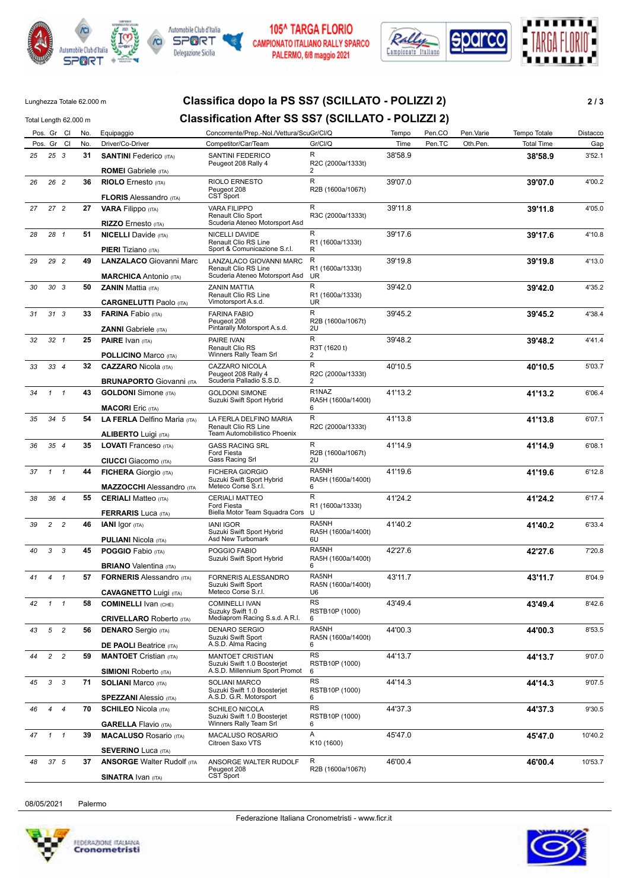105^ TARGA FLORIO
CAMPIONATO ITALIANO RALLY SPARCO
PALERMO, 6/8 maggio 2021

Lunghezza Totale 62.000 m
Total Length 62.000 m

# Classifica dopo la PS SS7 (SCILLATO - POLIZZI 2)
# Classification After SS SS7 (SCILLATO - POLIZZI 2)

| Pos. | Gr | Cl | No. | Equipaggio / Driver/Co-Driver | Concorrente/Prep.-Nol./Vettura/Scuderia / Competitor/Car/Team | Gr/Cl/Q | Tempo / Time | Pen.CO / Pen.TC | Pen.Varie / Oth.Pen. | Tempo Totale / Total Time | Distacco / Gap |
|---|---|---|---|---|---|---|---|---|---|---|---|
| 25 | 25 | 3 | 31 | **SANTINI** Federico (ITA) / **ROMEI** Gabriele (ITA) | SANTINI FEDERICO / Peugeot 208 Rally 4 | R / R2C (2000a/1333t) / 2 | 38'58.9 | | | **38'58.9** | 3'52.1 |
| 26 | 26 | 2 | 36 | **RIOLO** Ernesto (ITA) / **FLORIS** Alessandro (ITA) | RIOLO ERNESTO / Peugeot 208 / CST Sport | R / R2B (1600a/1067t) | 39'07.0 | | | **39'07.0** | 4'00.2 |
| 27 | 27 | 2 | 27 | **VARA** Filippo (ITA) / **RIZZO** Ernesto (ITA) | VARA FILIPPO / Renault Clio Sport / Scuderia Ateneo Motorsport Asd | R / R3C (2000a/1333t) | 39'11.8 | | | **39'11.8** | 4'05.0 |
| 28 | 28 | 1 | 51 | **NICELLI** Davide (ITA) / **PIERI** Tiziano (ITA) | NICELLI DAVIDE / Renault Clio RS Line / Sport & Comunicazione S.r.l. | R / R1 (1600a/1333t) / R | 39'17.6 | | | **39'17.6** | 4'10.8 |
| 29 | 29 | 2 | 49 | **LANZALACO** Giovanni Marc / **MARCHICA** Antonio (ITA) | LANZALACO GIOVANNI MARC / Renault Clio RS Line / Scuderia Ateneo Motorsport Asd | R / R1 (1600a/1333t) / UR | 39'19.8 | | | **39'19.8** | 4'13.0 |
| 30 | 30 | 3 | 50 | **ZANIN** Mattia (ITA) / **CARGNELUTTI** Paolo (ITA) | ZANIN MATTIA / Renault Clio RS Line / Vimotorsport A.s.d. | R / R1 (1600a/1333t) / UR | 39'42.0 | | | **39'42.0** | 4'35.2 |
| 31 | 31 | 3 | 33 | **FARINA** Fabio (ITA) / **ZANNI** Gabriele (ITA) | FARINA FABIO / Peugeot 208 / Pintarally Motorsport A.s.d. | R / R2B (1600a/1067t) / 2U | 39'45.2 | | | **39'45.2** | 4'38.4 |
| 32 | 32 | 1 | 25 | **PAIRE** Ivan (ITA) / **POLLICINO** Marco (ITA) | PAIRE IVAN / Renault Clio RS / Winners Rally Team Srl | R / R3T (1620 t) / 2 | 39'48.2 | | | **39'48.2** | 4'41.4 |
| 33 | 33 | 4 | 32 | **CAZZARO** Nicola (ITA) / **BRUNAPORTO** Giovanni (ITA) | CAZZARO NICOLA / Peugeot 208 Rally 4 / Scuderia Palladio S.S.D. | R / R2C (2000a/1333t) / 2 | 40'10.5 | | | **40'10.5** | 5'03.7 |
| 34 | 1 | 1 | 43 | **GOLDONI** Simone (ITA) / **MACORI** Eric (ITA) | GOLDONI SIMONE / Suzuki Swift Sport Hybrid | R1NAZ / RA5H (1600a/1400t) / 6 | 41'13.2 | | | **41'13.2** | 6'06.4 |
| 35 | 34 | 5 | 54 | **LA FERLA** Delfino Maria (ITA) / **ALIBERTO** Luigi (ITA) | LA FERLA DELFINO MARIA / Renault Clio RS Line / Team Automobilistico Phoenix | R / R2C (2000a/1333t) | 41'13.8 | | | **41'13.8** | 6'07.1 |
| 36 | 35 | 4 | 35 | **LOVATI** Franceso (ITA) / **CIUCCI** Giacomo (ITA) | GASS RACING SRL / Ford Fiesta / Gass Racing Srl | R / R2B (1600a/1067t) / 2U | 41'14.9 | | | **41'14.9** | 6'08.1 |
| 37 | 1 | 1 | 44 | **FICHERA** Giorgio (ITA) / **MAZZOCCHI** Alessandro (ITA) | FICHERA GIORGIO / Suzuki Swift Sport Hybrid / Meteco Corse S.r.l. | RA5NH / RA5H (1600a/1400t) / 6 | 41'19.6 | | | **41'19.6** | 6'12.8 |
| 38 | 36 | 4 | 55 | **CERIALI** Matteo (ITA) / **FERRARIS** Luca (ITA) | CERIALI MATTEO / Ford Fiesta / Biella Motor Team Squadra Cors | R / R1 (1600a/1333t) / U | 41'24.2 | | | **41'24.2** | 6'17.4 |
| 39 | 2 | 2 | 46 | **IANI** Igor (ITA) / **PULIANI** Nicola (ITA) | IANI IGOR / Suzuki Swift Sport Hybrid / Asd New Turbomark | RA5NH / RA5H (1600a/1400t) / 6U | 41'40.2 | | | **41'40.2** | 6'33.4 |
| 40 | 3 | 3 | 45 | **POGGIO** Fabio (ITA) / **BRIANO** Valentina (ITA) | POGGIO FABIO / Suzuki Swift Sport Hybrid | RA5NH / RA5H (1600a/1400t) / 6 | 42'27.6 | | | **42'27.6** | 7'20.8 |
| 41 | 4 | 1 | 57 | **FORNERIS** Alessandro (ITA) / **CAVAGNETTO** Luigi (ITA) | FORNERIS ALESSANDRO / Suzuki Swift Sport / Meteco Corse S.r.l. | RA5NH / RA5N (1600a/1400t) / U6 | 43'11.7 | | | **43'11.7** | 8'04.9 |
| 42 | 1 | 1 | 58 | **COMINELLI** Ivan (CHE) / **CRIVELLARO** Roberto (ITA) | COMINELLI IVAN / Suzuky Swift 1.0 / Mediaprom Racing S.s.d. A R.l. | RS / RSTB10P (1000) / 6 | 43'49.4 | | | **43'49.4** | 8'42.6 |
| 43 | 5 | 2 | 56 | **DENARO** Sergio (ITA) / **DE PAOLI** Beatrice (ITA) | DENARO SERGIO / Suzuki Swift Sport / A.S.D. Alma Racing | RA5NH / RA5N (1600a/1400t) / 6 | 44'00.3 | | | **44'00.3** | 8'53.5 |
| 44 | 2 | 2 | 59 | **MANTOET** Cristian (ITA) / **SIMIONI** Roberto (ITA) | MANTOET CRISTIAN / Suzuki Swift 1.0 Boosterjet / A.S.D. Millennium Sport Promot | RS / RSTB10P (1000) / 6 | 44'13.7 | | | **44'13.7** | 9'07.0 |
| 45 | 3 | 3 | 71 | **SOLIANI** Marco (ITA) / **SPEZZANI** Alessio (ITA) | SOLIANI MARCO / Suzuki Swift 1.0 Boosterjet / A.S.D. G.R. Motorsport | RS / RSTB10P (1000) / 6 | 44'14.3 | | | **44'14.3** | 9'07.5 |
| 46 | 4 | 4 | 70 | **SCHILEO** Nicola (ITA) / **GARELLA** Flavio (ITA) | SCHILEO NICOLA / Suzuki Swift 1.0 Boosterjet / Winners Rally Team Srl | RS / RSTB10P (1000) / 6 | 44'37.3 | | | **44'37.3** | 9'30.5 |
| 47 | 1 | 1 | 39 | **MACALUSO** Rosario (ITA) / **SEVERINO** Luca (ITA) | MACALUSO ROSARIO / Citroen Saxo VTS | A / K10 (1600) | 45'47.0 | | | **45'47.0** | 10'40.2 |
| 48 | 37 | 5 | 37 | **ANSORGE** Walter Rudolf (ITA) / **SINATRA** Ivan (ITA) | ANSORGE WALTER RUDOLF / Peugeot 208 / CST Sport | R / R2B (1600a/1067t) | 46'00.4 | | | **46'00.4** | 10'53.7 |

08/05/2021 Palermo

Federazione Italiana Cronometristi - www.ficr.it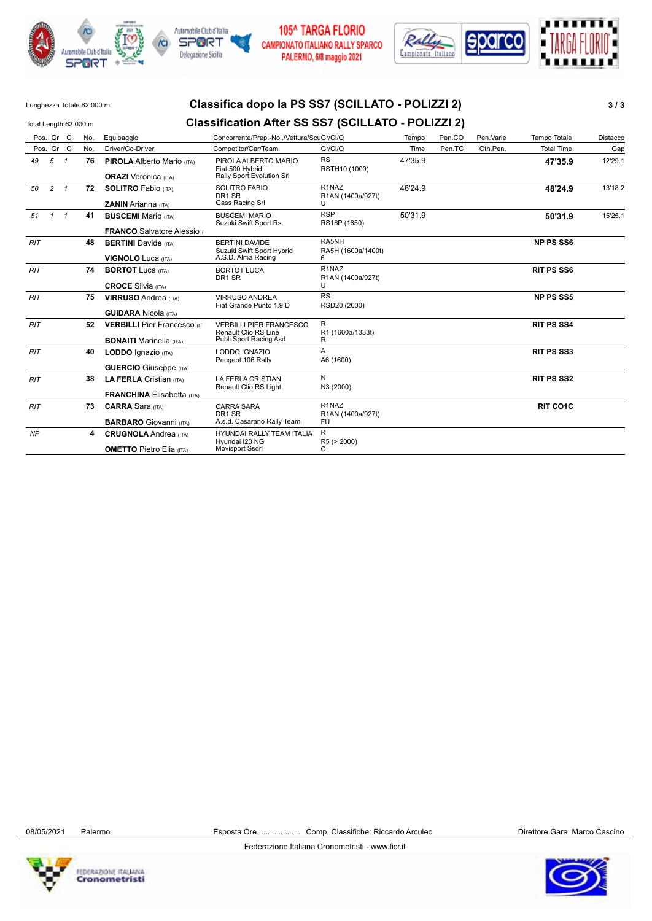105^ TARGA FLORIO
CAMPIONATO ITALIANO RALLY SPARCO
PALERMO, 6/8 maggio 2021

Lunghezza Totale 62.000 m

Total Length 62.000 m

## Classifica dopo la PS SS7 (SCILLATO - POLIZZI 2)

## Classification After SS SS7 (SCILLATO - POLIZZI 2)

| Pos. | Gr | Cl | No. | Equipaggio / Driver/Co-Driver | Concorrente/Prep.-Nol./Vettura/Scu / Competitor/Car/Team | Gr/Cl/Q | Tempo / Time | Pen.CO / Pen.TC | Pen.Varie / Oth.Pen. | Tempo Totale / Total Time | Distacco / Gap |
|---|---|---|---|---|---|---|---|---|---|---|---|
| 49 | 5 | 1 | 76 | **PIROLA** Alberto Mario (ITA) **ORAZI** Veronica (ITA) | PIROLA ALBERTO MARIO Fiat 500 Hybrid Rally Sport Evolution Srl | RS RSTH10 (1000) | 47'35.9 | | | **47'35.9** | 12'29.1 |
| 50 | 2 | 1 | 72 | **SOLITRO** Fabio (ITA) **ZANIN** Arianna (ITA) | SOLITRO FABIO DR1 SR Gass Racing Srl | R1NAZ R1AN (1400a/927t) U | 48'24.9 | | | **48'24.9** | 13'18.2 |
| 51 | 1 | 1 | 41 | **BUSCEMI** Mario (ITA) **FRANCO** Salvatore Alessio ( | BUSCEMI MARIO Suzuki Swift Sport Rs | RSP RS16P (1650) | 50'31.9 | | | **50'31.9** | 15'25.1 |
| RIT | | | 48 | **BERTINI** Davide (ITA) **VIGNOLO** Luca (ITA) | BERTINI DAVIDE Suzuki Swift Sport Hybrid A.S.D. Alma Racing | RA5NH RA5H (1600a/1400t) 6 | | | | **NP PS SS6** | |
| RIT | | | 74 | **BORTOT** Luca (ITA) **CROCE** Silvia (ITA) | BORTOT LUCA DR1 SR | R1NAZ R1AN (1400a/927t) U | | | | **RIT PS SS6** | |
| RIT | | | 75 | **VIRRUSO** Andrea (ITA) **GUIDARA** Nicola (ITA) | VIRRUSO ANDREA Fiat Grande Punto 1.9 D | RS RSD20 (2000) | | | | **NP PS SS5** | |
| RIT | | | 52 | **VERBILLI** Pier Francesco (IT **BONAITI** Marinella (ITA) | VERBILLI PIER FRANCESCO Renault Clio RS Line Publi Sport Racing Asd | R R1 (1600a/1333t) R | | | | **RIT PS SS4** | |
| RIT | | | 40 | **LODDO** Ignazio (ITA) **GUERCIO** Giuseppe (ITA) | LODDO IGNAZIO Peugeot 106 Rally | A A6 (1600) | | | | **RIT PS SS3** | |
| RIT | | | 38 | **LA FERLA** Cristian (ITA) **FRANCHINA** Elisabetta (ITA) | LA FERLA CRISTIAN Renault Clio RS Light | N N3 (2000) | | | | **RIT PS SS2** | |
| RIT | | | 73 | **CARRA** Sara (ITA) **BARBARO** Giovanni (ITA) | CARRA SARA DR1 SR A.s.d. Casarano Rally Team | R1NAZ R1AN (1400a/927t) FU | | | | **RIT CO1C** | |
| NP | | | 4 | **CRUGNOLA** Andrea (ITA) **OMETTO** Pietro Elia (ITA) | HYUNDAI RALLY TEAM ITALIA Hyundai I20 NG Movisport Ssdrl | R R5 (> 2000) C | | | | | |

08/05/2021 Palermo Esposta Ore.................... Comp. Classifiche: Riccardo Arculeo Direttore Gara: Marco Cascino

Federazione Italiana Cronometristi - www.ficr.it